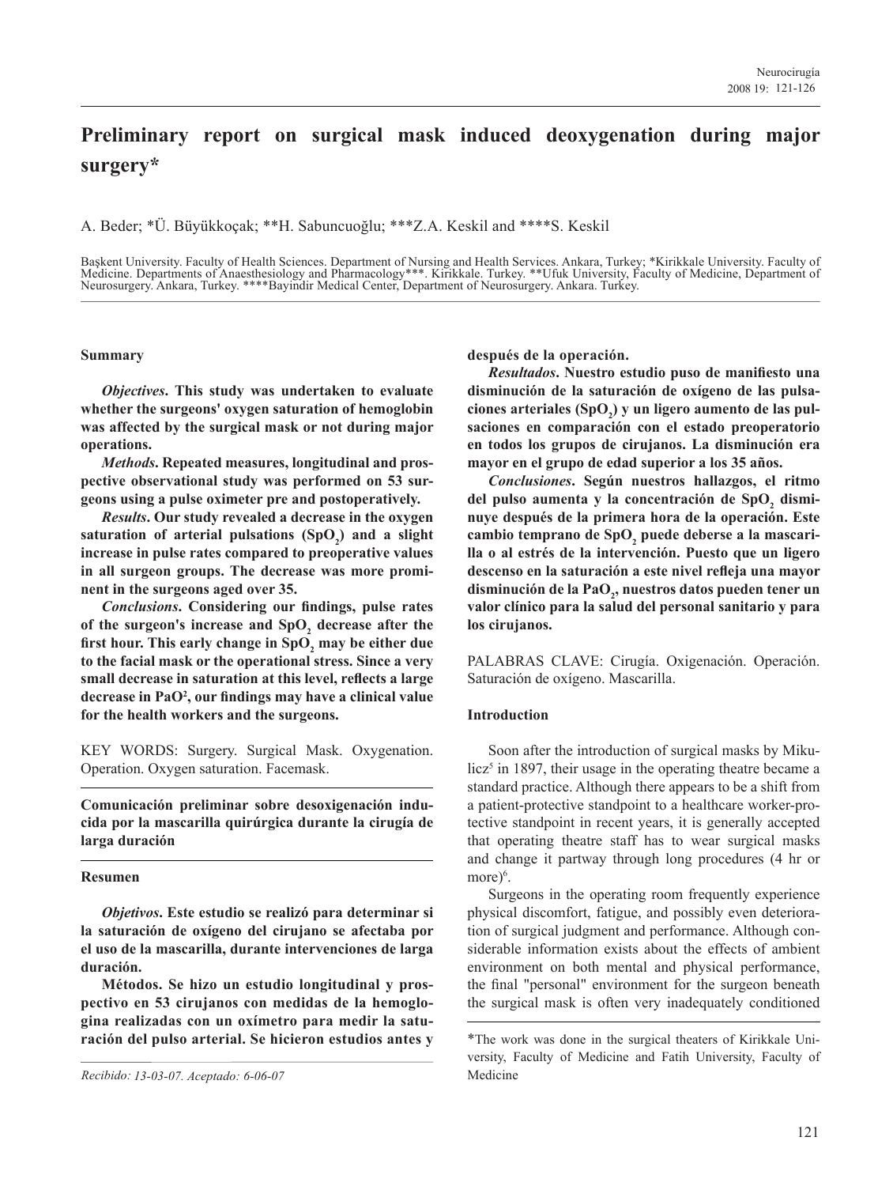# Preliminary report on surgical mask induced deoxygenation during major surgery*

A. Beder; *Ü. Büyükkoçak; **H. Sabuncuoğlu; ***Z.A. Keskil and ****S. Keskil

Başkent University. Faculty of Health Sciences. Department of Nursing and Health Services. Ankara, Turkey; *Kirikkale University. Faculty of Medicine. Departments of Anaesthesiology and Pharmacology***. Kirikkale. Turkey. **Ufuk University, Faculty of Medicine, Department of Neurosurgery. Ankara, Turkey. ****Bayindir Medical Center, Department of Neurosurgery. Ankara. Turkey.

## Summary

***Objectives*. This study was undertaken to evaluate whether the surgeons' oxygen saturation of hemoglobin was affected by the surgical mask or not during major operations.**

***Methods*. Repeated measures, longitudinal and prospective observational study was performed on 53 surgeons using a pulse oximeter pre and postoperatively.**

***Results*. Our study revealed a decrease in the oxygen saturation of arterial pulsations ($SpO_2$) and a slight increase in pulse rates compared to preoperative values in all surgeon groups. The decrease was more prominent in the surgeons aged over 35.**

***Conclusions*. Considering our findings, pulse rates of the surgeon's increase and $SpO_2$ decrease after the first hour. This early change in $SpO_2$ may be either due to the facial mask or the operational stress. Since a very small decrease in saturation at this level, reflects a large decrease in $PaO^2$, our findings may have a clinical value for the health workers and the surgeons.**

KEY WORDS: Surgery. Surgical Mask. Oxygenation. Operation. Oxygen saturation. Facemask.

**Comunicación preliminar sobre desoxigenación inducida por la mascarilla quirúrgica durante la cirugía de larga duración**

## Resumen

***Objetivos*. Este estudio se realizó para determinar si la saturación de oxígeno del cirujano se afectaba por el uso de la mascarilla, durante intervenciones de larga duración.**

**Métodos. Se hizo un estudio longitudinal y prospectivo en 53 cirujanos con medidas de la hemoglogina realizadas con un oxímetro para medir la saturación del pulso arterial. Se hicieron estudios antes y después de la operación.**

***Resultados*. Nuestro estudio puso de manifiesto una disminución de la saturación de oxígeno de las pulsaciones arteriales ($SpO_2$) y un ligero aumento de las pulsaciones en comparación con el estado preoperatorio en todos los grupos de cirujanos. La disminución era mayor en el grupo de edad superior a los 35 años.**

***Conclusiones*. Según nuestros hallazgos, el ritmo del pulso aumenta y la concentración de $SpO_2$ disminuye después de la primera hora de la operación. Este cambio temprano de $SpO_2$ puede deberse a la mascarilla o al estrés de la intervención. Puesto que un ligero descenso en la saturación a este nivel refleja una mayor disminución de la $PaO_2$, nuestros datos pueden tener un valor clínico para la salud del personal sanitario y para los cirujanos.**

PALABRAS CLAVE: Cirugía. Oxigenación. Operación. Saturación de oxígeno. Mascarilla.

*Recibido: 13-03-07. Aceptado: 6-06-07*

## Introduction

Soon after the introduction of surgical masks by Mikulicz[5] in 1897, their usage in the operating theatre became a standard practice. Although there appears to be a shift from a patient-protective standpoint to a healthcare worker-protective standpoint in recent years, it is generally accepted that operating theatre staff has to wear surgical masks and change it partway through long procedures (4 hr or more)[6].

Surgeons in the operating room frequently experience physical discomfort, fatigue, and possibly even deterioration of surgical judgment and performance. Although considerable information exists about the effects of ambient environment on both mental and physical performance, the final "personal" environment for the surgeon beneath the surgical mask is often very inadequately conditioned

*The work was done in the surgical theaters of Kirikkale University, Faculty of Medicine and Fatih University, Faculty of Medicine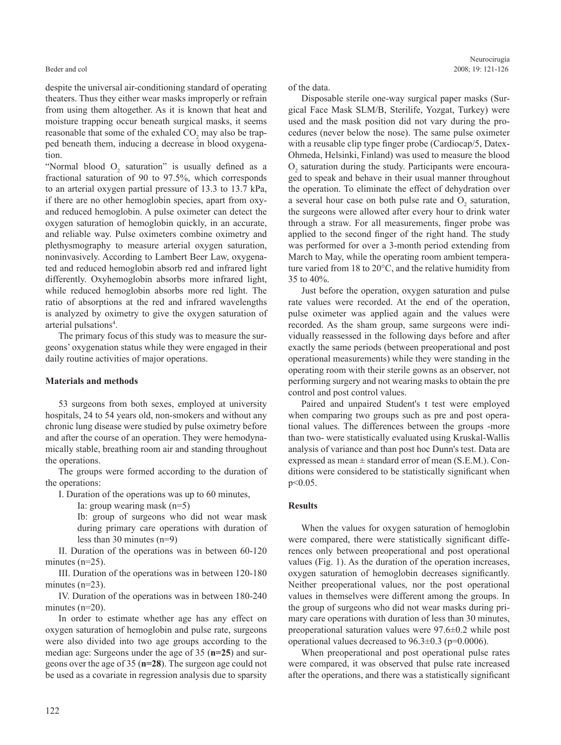despite the universal air-conditioning standard of operating theaters. Thus they either wear masks improperly or refrain from using them altogether. As it is known that heat and moisture trapping occur beneath surgical masks, it seems reasonable that some of the exhaled $CO_2$ may also be trapped beneath them, inducing a decrease in blood oxygenation.

"Normal blood $O_2$ saturation" is usually defined as a fractional saturation of 90 to 97.5%, which corresponds to an arterial oxygen partial pressure of 13.3 to 13.7 kPa, if there are no other hemoglobin species, apart from oxy- and reduced hemoglobin. A pulse oximeter can detect the oxygen saturation of hemoglobin quickly, in an accurate, and reliable way. Pulse oximeters combine oximetry and plethysmography to measure arterial oxygen saturation, noninvasively. According to Lambert Beer Law, oxygenated and reduced hemoglobin absorb red and infrared light differently. Oxyhemoglobin absorbs more infrared light, while reduced hemoglobin absorbs more red light. The ratio of absorptions at the red and infrared wavelengths is analyzed by oximetry to give the oxygen saturation of arterial pulsations[4].

The primary focus of this study was to measure the surgeons' oxygenation status while they were engaged in their daily routine activities of major operations.

## Materials and methods

53 surgeons from both sexes, employed at university hospitals, 24 to 54 years old, non-smokers and without any chronic lung disease were studied by pulse oximetry before and after the course of an operation. They were hemodynamically stable, breathing room air and standing throughout the operations.

The groups were formed according to the duration of the operations:

I. Duration of the operations was up to 60 minutes,

- Ia: group wearing mask (n=5)
- Ib: group of surgeons who did not wear mask during primary care operations with duration of less than 30 minutes (n=9)

II. Duration of the operations was in between 60-120 minutes (n=25).

III. Duration of the operations was in between 120-180 minutes (n=23).

IV. Duration of the operations was in between 180-240 minutes (n=20).

In order to estimate whether age has any effect on oxygen saturation of hemoglobin and pulse rate, surgeons were also divided into two age groups according to the median age: Surgeons under the age of 35 (**n=25**) and surgeons over the age of 35 (**n=28**). The surgeon age could not be used as a covariate in regression analysis due to sparsity of the data.

Disposable sterile one-way surgical paper masks (Surgical Face Mask SLM/B, Sterilife, Yozgat, Turkey) were used and the mask position did not vary during the procedures (never below the nose). The same pulse oximeter with a reusable clip type finger probe (Cardiocap/5, Datex-Ohmeda, Helsinki, Finland) was used to measure the blood $O_2$ saturation during the study. Participants were encouraged to speak and behave in their usual manner throughout the operation. To eliminate the effect of dehydration over a several hour case on both pulse rate and $O_2$ saturation, the surgeons were allowed after every hour to drink water through a straw. For all measurements, finger probe was applied to the second finger of the right hand. The study was performed for over a 3-month period extending from March to May, while the operating room ambient temperature varied from 18 to 20°C, and the relative humidity from 35 to 40%.

Just before the operation, oxygen saturation and pulse rate values were recorded. At the end of the operation, pulse oximeter was applied again and the values were recorded. As the sham group, same surgeons were individually reassessed in the following days before and after exactly the same periods (between preoperational and post operational measurements) while they were standing in the operating room with their sterile gowns as an observer, not performing surgery and not wearing masks to obtain the pre control and post control values.

Paired and unpaired Student's t test were employed when comparing two groups such as pre and post operational values. The differences between the groups -more than two- were statistically evaluated using Kruskal-Wallis analysis of variance and than post hoc Dunn's test. Data are expressed as mean ± standard error of mean (S.E.M.). Conditions were considered to be statistically significant when $p<0.05$.

## Results

When the values for oxygen saturation of hemoglobin were compared, there were statistically significant differences only between preoperational and post operational values (Fig. 1). As the duration of the operation increases, oxygen saturation of hemoglobin decreases significantly. Neither preoperational values, nor the post operational values in themselves were different among the groups. In the group of surgeons who did not wear masks during primary care operations with duration of less than 30 minutes, preoperational saturation values were 97.6±0.2 while post operational values decreased to 96.3±0.3 ($p=0.0006$).

When preoperational and post operational pulse rates were compared, it was observed that pulse rate increased after the operations, and there was a statistically significant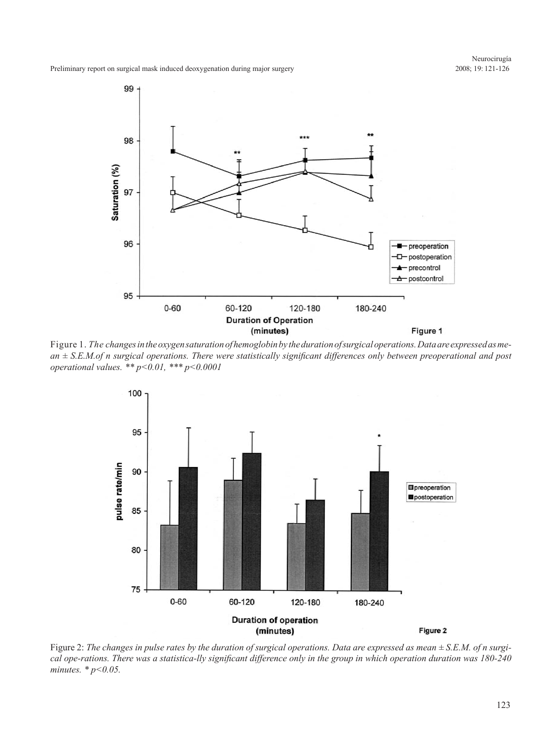Figure 1. *The changes in the oxygen saturation of hemoglobin by the duration of surgical operations. Data are expressed as mean ± S.E.M.of n surgical operations. There were statistically significant differences only between preoperational and post operational values. ** p<0.01, *** p<0.0001*

Figure 2: *The changes in pulse rates by the duration of surgical operations. Data are expressed as mean ± S.E.M. of n surgical ope-rations. There was a statistica-lly significant difference only in the group in which operation duration was 180-240 minutes. * p<0.05.*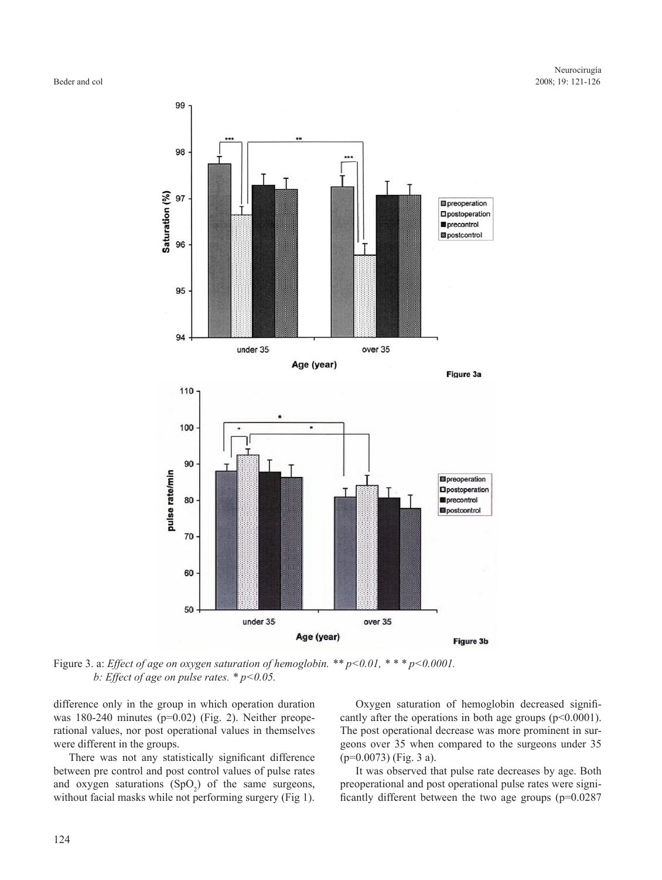Figure 3. a: *Effect of age on oxygen saturation of hemoglobin. ** $p<0.01$, * * * $p<0.0001$.*
*b: Effect of age on pulse rates. * $p<0.05$.*

difference only in the group in which operation duration was 180-240 minutes ($p=0.02$) (Fig. 2). Neither preoperational values, nor post operational values in themselves were different in the groups.

There was not any statistically significant difference between pre control and post control values of pulse rates and oxygen saturations ($SpO_2$) of the same surgeons, without facial masks while not performing surgery (Fig 1).

Oxygen saturation of hemoglobin decreased significantly after the operations in both age groups ($p<0.0001$). The post operational decrease was more prominent in surgeons over 35 when compared to the surgeons under 35 ($p=0.0073$) (Fig. 3 a).

It was observed that pulse rate decreases by age. Both preoperational and post operational pulse rates were significantly different between the two age groups ($p=0.0287$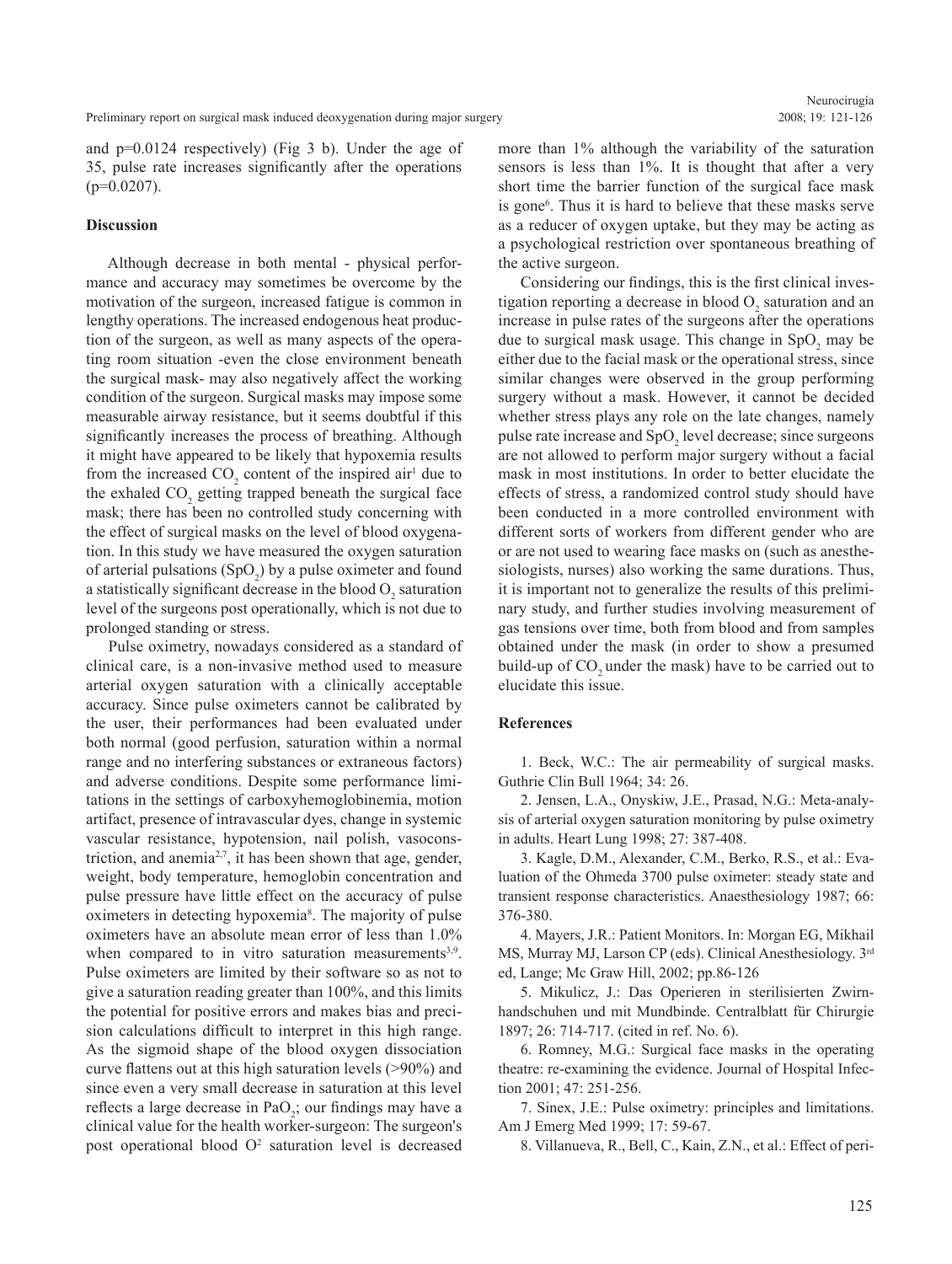and p=0.0124 respectively) (Fig 3 b). Under the age of 35, pulse rate increases significantly after the operations (p=0.0207).

## Discussion

Although decrease in both mental - physical performance and accuracy may sometimes be overcome by the motivation of the surgeon, increased fatigue is common in lengthy operations. The increased endogenous heat production of the surgeon, as well as many aspects of the operating room situation -even the close environment beneath the surgical mask- may also negatively affect the working condition of the surgeon. Surgical masks may impose some measurable airway resistance, but it seems doubtful if this significantly increases the process of breathing. Although it might have appeared to be likely that hypoxemia results from the increased $CO_2$ content of the inspired air[1] due to the exhaled $CO_2$ getting trapped beneath the surgical face mask; there has been no controlled study concerning with the effect of surgical masks on the level of blood oxygenation. In this study we have measured the oxygen saturation of arterial pulsations ($SpO_2$) by a pulse oximeter and found a statistically significant decrease in the blood $O_2$ saturation level of the surgeons post operationally, which is not due to prolonged standing or stress.

Pulse oximetry, nowadays considered as a standard of clinical care, is a non-invasive method used to measure arterial oxygen saturation with a clinically acceptable accuracy. Since pulse oximeters cannot be calibrated by the user, their performances had been evaluated under both normal (good perfusion, saturation within a normal range and no interfering substances or extraneous factors) and adverse conditions. Despite some performance limitations in the settings of carboxyhemoglobinemia, motion artifact, presence of intravascular dyes, change in systemic vascular resistance, hypotension, nail polish, vasoconstriction, and anemia[2,7], it has been shown that age, gender, weight, body temperature, hemoglobin concentration and pulse pressure have little effect on the accuracy of pulse oximeters in detecting hypoxemia[8]. The majority of pulse oximeters have an absolute mean error of less than 1.0% when compared to in vitro saturation measurements[3,9]. Pulse oximeters are limited by their software so as not to give a saturation reading greater than 100%, and this limits the potential for positive errors and makes bias and precision calculations difficult to interpret in this high range. As the sigmoid shape of the blood oxygen dissociation curve flattens out at this high saturation levels (>90%) and since even a very small decrease in saturation at this level reflects a large decrease in $PaO_2$; our findings may have a clinical value for the health worker-surgeon: The surgeon's post operational blood $O^2$ saturation level is decreased more than 1% although the variability of the saturation sensors is less than 1%. It is thought that after a very short time the barrier function of the surgical face mask is gone[6]. Thus it is hard to believe that these masks serve as a reducer of oxygen uptake, but they may be acting as a psychological restriction over spontaneous breathing of the active surgeon.

Considering our findings, this is the first clinical investigation reporting a decrease in blood $O_2$ saturation and an increase in pulse rates of the surgeons after the operations due to surgical mask usage. This change in $SpO_2$ may be either due to the facial mask or the operational stress, since similar changes were observed in the group performing surgery without a mask. However, it cannot be decided whether stress plays any role on the late changes, namely pulse rate increase and $SpO_2$ level decrease; since surgeons are not allowed to perform major surgery without a facial mask in most institutions. In order to better elucidate the effects of stress, a randomized control study should have been conducted in a more controlled environment with different sorts of workers from different gender who are or are not used to wearing face masks on (such as anesthesiologists, nurses) also working the same durations. Thus, it is important not to generalize the results of this preliminary study, and further studies involving measurement of gas tensions over time, both from blood and from samples obtained under the mask (in order to show a presumed build-up of $CO_2$ under the mask) have to be carried out to elucidate this issue.

## References

1. Beck, W.C.: The air permeability of surgical masks. Guthrie Clin Bull 1964; 34: 26.

2. Jensen, L.A., Onyskiw, J.E., Prasad, N.G.: Meta-analysis of arterial oxygen saturation monitoring by pulse oximetry in adults. Heart Lung 1998; 27: 387-408.

3. Kagle, D.M., Alexander, C.M., Berko, R.S., et al.: Evaluation of the Ohmeda 3700 pulse oximeter: steady state and transient response characteristics. Anaesthesiology 1987; 66: 376-380.

4. Mayers, J.R.: Patient Monitors. In: Morgan EG, Mikhail MS, Murray MJ, Larson CP (eds). Clinical Anesthesiology. 3rd ed, Lange; Mc Graw Hill, 2002; pp.86-126

5. Mikulicz, J.: Das Operieren in sterilisierten Zwirnhandschuhen und mit Mundbinde. Centralblatt für Chirurgie 1897; 26: 714-717. (cited in ref. No. 6).

6. Romney, M.G.: Surgical face masks in the operating theatre: re-examining the evidence. Journal of Hospital Infection 2001; 47: 251-256.

7. Sinex, J.E.: Pulse oximetry: principles and limitations. Am J Emerg Med 1999; 17: 59-67.

8. Villanueva, R., Bell, C., Kain, Z.N., et al.: Effect of peri-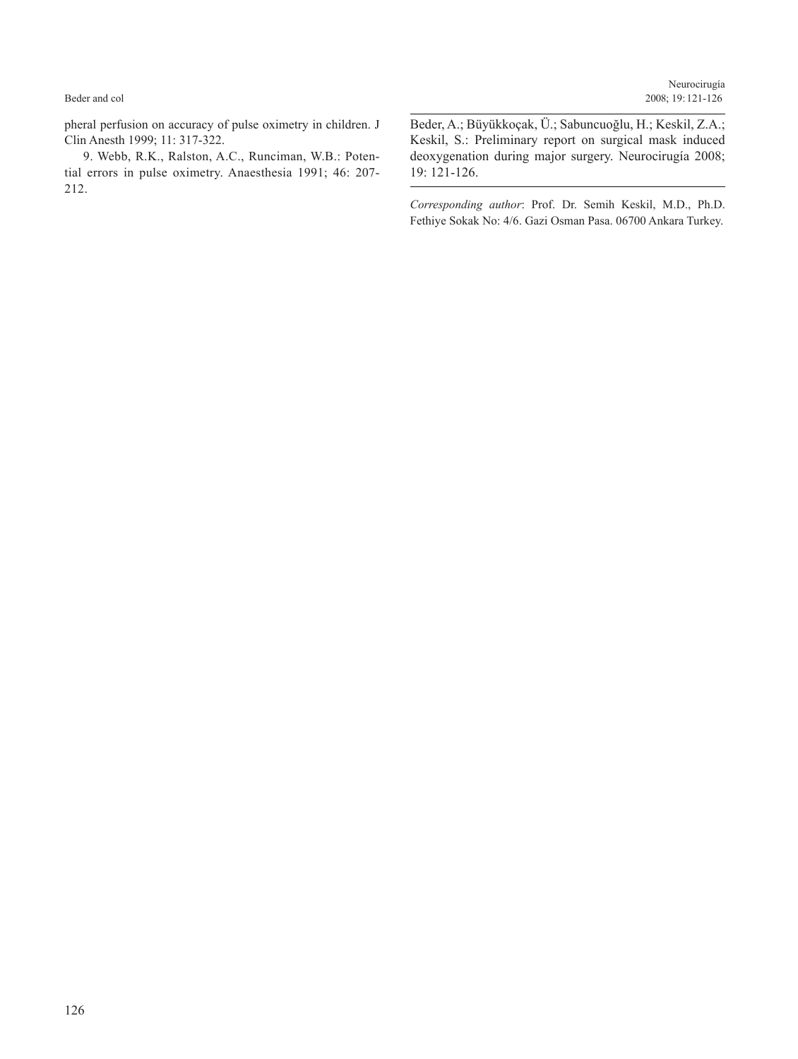pheral perfusion on accuracy of pulse oximetry in children. J Clin Anesth 1999; 11: 317-322.

9. Webb, R.K., Ralston, A.C., Runciman, W.B.: Potential errors in pulse oximetry. Anaesthesia 1991; 46: 207-212.

---

Beder, A.; Büyükkoçak, Ü.; Sabuncuoğlu, H.; Keskil, Z.A.; Keskil, S.: Preliminary report on surgical mask induced deoxygenation during major surgery. Neurocirugía 2008; 19: 121-126.

---

*Corresponding author*: Prof. Dr. Semih Keskil, M.D., Ph.D. Fethiye Sokak No: 4/6. Gazi Osman Pasa. 06700 Ankara Turkey.